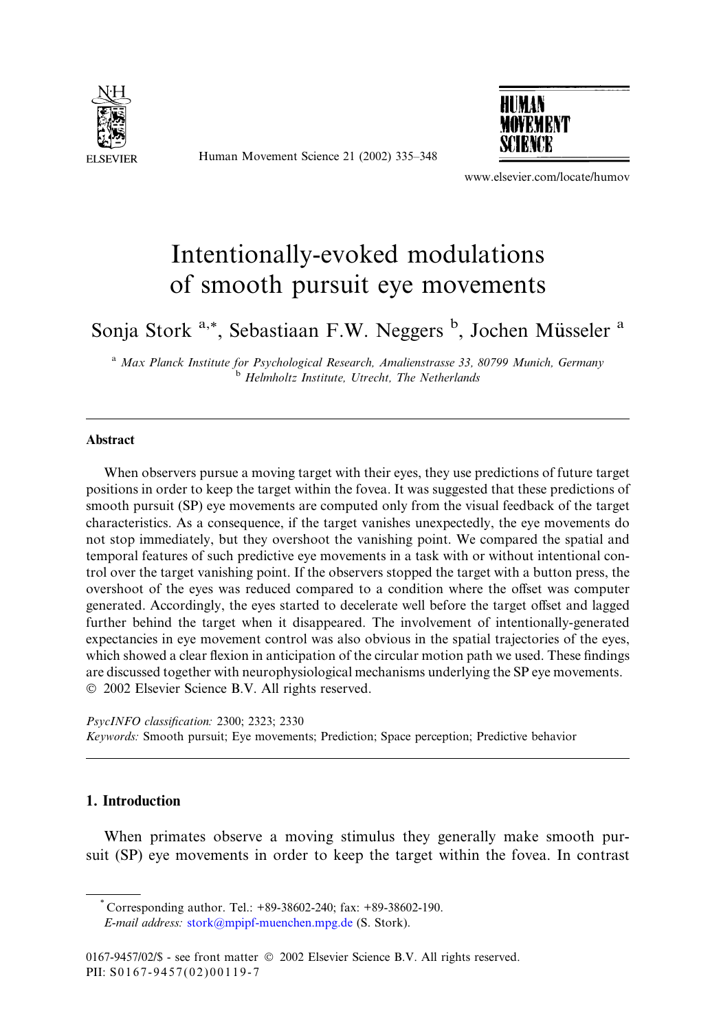# Intentionally-evoked modulations of smooth pursuit eye movements

Sonja Stork [a,*], Sebastiaan F.W. Neggers [b], Jochen Müsseler [a]

[a] Max Planck Institute for Psychological Research, Amalienstrasse 33, 80799 Munich, Germany
[b] Helmholtz Institute, Utrecht, The Netherlands

## Abstract

When observers pursue a moving target with their eyes, they use predictions of future target positions in order to keep the target within the fovea. It was suggested that these predictions of smooth pursuit (SP) eye movements are computed only from the visual feedback of the target characteristics. As a consequence, if the target vanishes unexpectedly, the eye movements do not stop immediately, but they overshoot the vanishing point. We compared the spatial and temporal features of such predictive eye movements in a task with or without intentional control over the target vanishing point. If the observers stopped the target with a button press, the overshoot of the eyes was reduced compared to a condition where the offset was computer generated. Accordingly, the eyes started to decelerate well before the target offset and lagged further behind the target when it disappeared. The involvement of intentionally-generated expectancies in eye movement control was also obvious in the spatial trajectories of the eyes, which showed a clear flexion in anticipation of the circular motion path we used. These findings are discussed together with neurophysiological mechanisms underlying the SP eye movements.
© 2002 Elsevier Science B.V. All rights reserved.

*PsycINFO classification:* 2300; 2323; 2330

*Keywords:* Smooth pursuit; Eye movements; Prediction; Space perception; Predictive behavior

## 1. Introduction

When primates observe a moving stimulus they generally make smooth pursuit (SP) eye movements in order to keep the target within the fovea. In contrast

---

* Corresponding author. Tel.: +89-38602-240; fax: +89-38602-190.
*E-mail address:* stork@mpipf-muenchen.mpg.de (S. Stork).

0167-9457/02/$ - see front matter © 2002 Elsevier Science B.V. All rights reserved.
PII: S0167-9457(02)00119-7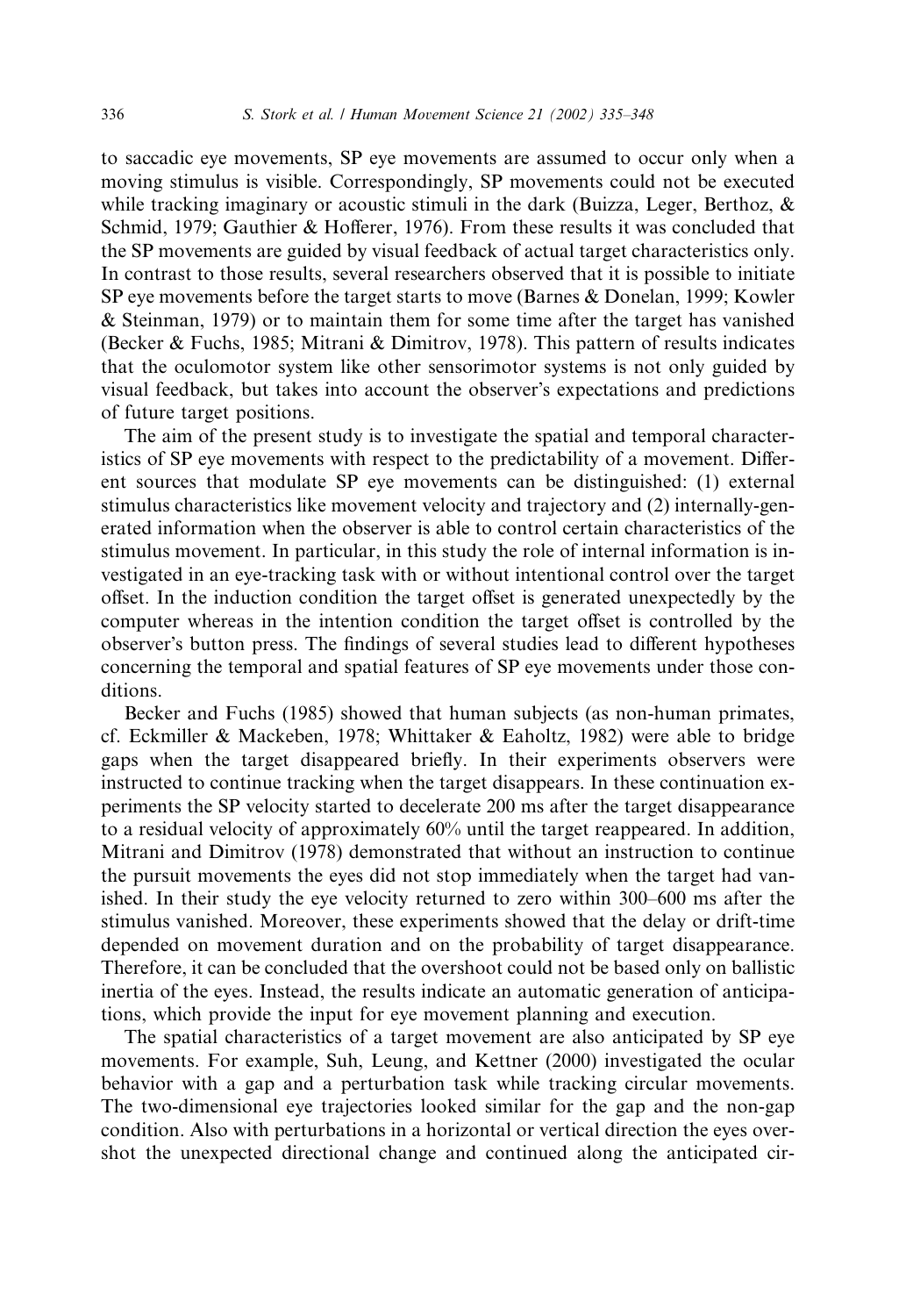to saccadic eye movements, SP eye movements are assumed to occur only when a moving stimulus is visible. Correspondingly, SP movements could not be executed while tracking imaginary or acoustic stimuli in the dark (Buizza, Leger, Berthoz, & Schmid, 1979; Gauthier & Hofferer, 1976). From these results it was concluded that the SP movements are guided by visual feedback of actual target characteristics only. In contrast to those results, several researchers observed that it is possible to initiate SP eye movements before the target starts to move (Barnes & Donelan, 1999; Kowler & Steinman, 1979) or to maintain them for some time after the target has vanished (Becker & Fuchs, 1985; Mitrani & Dimitrov, 1978). This pattern of results indicates that the oculomotor system like other sensorimotor systems is not only guided by visual feedback, but takes into account the observer's expectations and predictions of future target positions.

The aim of the present study is to investigate the spatial and temporal characteristics of SP eye movements with respect to the predictability of a movement. Different sources that modulate SP eye movements can be distinguished: (1) external stimulus characteristics like movement velocity and trajectory and (2) internally-generated information when the observer is able to control certain characteristics of the stimulus movement. In particular, in this study the role of internal information is investigated in an eye-tracking task with or without intentional control over the target offset. In the induction condition the target offset is generated unexpectedly by the computer whereas in the intention condition the target offset is controlled by the observer's button press. The findings of several studies lead to different hypotheses concerning the temporal and spatial features of SP eye movements under those conditions.

Becker and Fuchs (1985) showed that human subjects (as non-human primates, cf. Eckmiller & Mackeben, 1978; Whittaker & Eaholtz, 1982) were able to bridge gaps when the target disappeared briefly. In their experiments observers were instructed to continue tracking when the target disappears. In these continuation experiments the SP velocity started to decelerate 200 ms after the target disappearance to a residual velocity of approximately 60% until the target reappeared. In addition, Mitrani and Dimitrov (1978) demonstrated that without an instruction to continue the pursuit movements the eyes did not stop immediately when the target had vanished. In their study the eye velocity returned to zero within 300–600 ms after the stimulus vanished. Moreover, these experiments showed that the delay or drift-time depended on movement duration and on the probability of target disappearance. Therefore, it can be concluded that the overshoot could not be based only on ballistic inertia of the eyes. Instead, the results indicate an automatic generation of anticipations, which provide the input for eye movement planning and execution.

The spatial characteristics of a target movement are also anticipated by SP eye movements. For example, Suh, Leung, and Kettner (2000) investigated the ocular behavior with a gap and a perturbation task while tracking circular movements. The two-dimensional eye trajectories looked similar for the gap and the non-gap condition. Also with perturbations in a horizontal or vertical direction the eyes overshot the unexpected directional change and continued along the anticipated cir-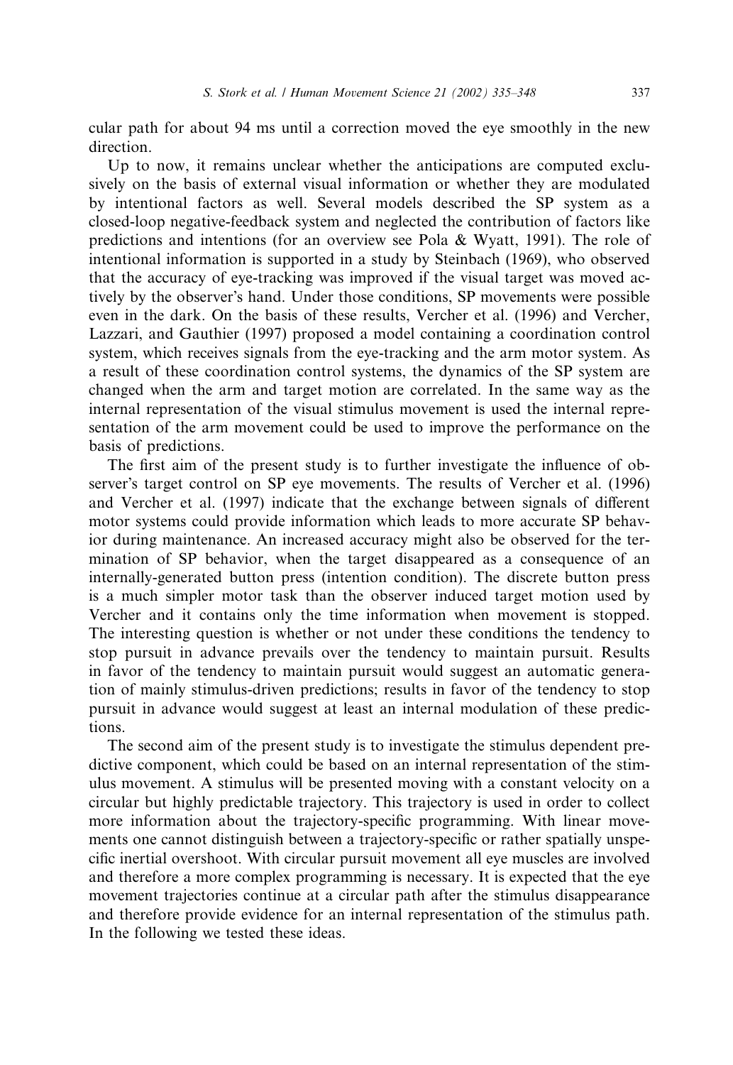cular path for about 94 ms until a correction moved the eye smoothly in the new direction.

Up to now, it remains unclear whether the anticipations are computed exclusively on the basis of external visual information or whether they are modulated by intentional factors as well. Several models described the SP system as a closed-loop negative-feedback system and neglected the contribution of factors like predictions and intentions (for an overview see Pola & Wyatt, 1991). The role of intentional information is supported in a study by Steinbach (1969), who observed that the accuracy of eye-tracking was improved if the visual target was moved actively by the observer's hand. Under those conditions, SP movements were possible even in the dark. On the basis of these results, Vercher et al. (1996) and Vercher, Lazzari, and Gauthier (1997) proposed a model containing a coordination control system, which receives signals from the eye-tracking and the arm motor system. As a result of these coordination control systems, the dynamics of the SP system are changed when the arm and target motion are correlated. In the same way as the internal representation of the visual stimulus movement is used the internal representation of the arm movement could be used to improve the performance on the basis of predictions.

The first aim of the present study is to further investigate the influence of observer's target control on SP eye movements. The results of Vercher et al. (1996) and Vercher et al. (1997) indicate that the exchange between signals of different motor systems could provide information which leads to more accurate SP behavior during maintenance. An increased accuracy might also be observed for the termination of SP behavior, when the target disappeared as a consequence of an internally-generated button press (intention condition). The discrete button press is a much simpler motor task than the observer induced target motion used by Vercher and it contains only the time information when movement is stopped. The interesting question is whether or not under these conditions the tendency to stop pursuit in advance prevails over the tendency to maintain pursuit. Results in favor of the tendency to maintain pursuit would suggest an automatic generation of mainly stimulus-driven predictions; results in favor of the tendency to stop pursuit in advance would suggest at least an internal modulation of these predictions.

The second aim of the present study is to investigate the stimulus dependent predictive component, which could be based on an internal representation of the stimulus movement. A stimulus will be presented moving with a constant velocity on a circular but highly predictable trajectory. This trajectory is used in order to collect more information about the trajectory-specific programming. With linear movements one cannot distinguish between a trajectory-specific or rather spatially unspecific inertial overshoot. With circular pursuit movement all eye muscles are involved and therefore a more complex programming is necessary. It is expected that the eye movement trajectories continue at a circular path after the stimulus disappearance and therefore provide evidence for an internal representation of the stimulus path. In the following we tested these ideas.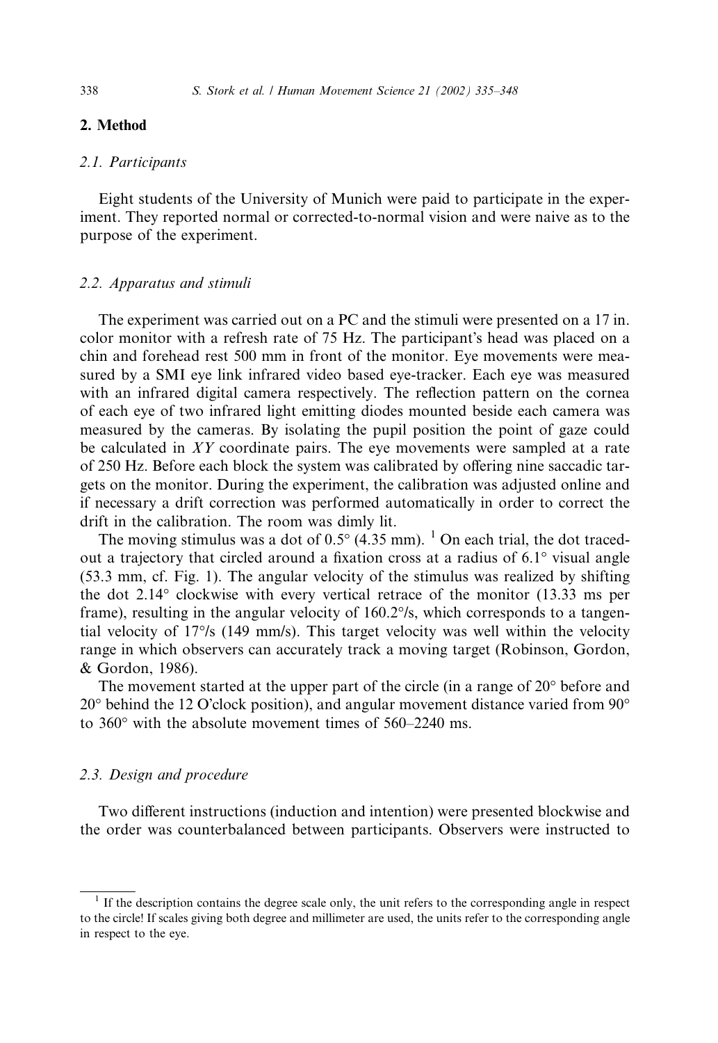## 2. Method

### 2.1. Participants

Eight students of the University of Munich were paid to participate in the experiment. They reported normal or corrected-to-normal vision and were naive as to the purpose of the experiment.

### 2.2. Apparatus and stimuli

The experiment was carried out on a PC and the stimuli were presented on a 17 in. color monitor with a refresh rate of 75 Hz. The participant's head was placed on a chin and forehead rest 500 mm in front of the monitor. Eye movements were measured by a SMI eye link infrared video based eye-tracker. Each eye was measured with an infrared digital camera respectively. The reflection pattern on the cornea of each eye of two infrared light emitting diodes mounted beside each camera was measured by the cameras. By isolating the pupil position the point of gaze could be calculated in *XY* coordinate pairs. The eye movements were sampled at a rate of 250 Hz. Before each block the system was calibrated by offering nine saccadic targets on the monitor. During the experiment, the calibration was adjusted online and if necessary a drift correction was performed automatically in order to correct the drift in the calibration. The room was dimly lit.

The moving stimulus was a dot of 0.5° (4.35 mm). [1] On each trial, the dot traced-out a trajectory that circled around a fixation cross at a radius of 6.1° visual angle (53.3 mm, cf. Fig. 1). The angular velocity of the stimulus was realized by shifting the dot 2.14° clockwise with every vertical retrace of the monitor (13.33 ms per frame), resulting in the angular velocity of 160.2°/s, which corresponds to a tangential velocity of 17°/s (149 mm/s). This target velocity was well within the velocity range in which observers can accurately track a moving target (Robinson, Gordon, & Gordon, 1986).

The movement started at the upper part of the circle (in a range of 20° before and 20° behind the 12 O'clock position), and angular movement distance varied from 90° to 360° with the absolute movement times of 560–2240 ms.

### 2.3. Design and procedure

Two different instructions (induction and intention) were presented blockwise and the order was counterbalanced between participants. Observers were instructed to

[1] If the description contains the degree scale only, the unit refers to the corresponding angle in respect to the circle! If scales giving both degree and millimeter are used, the units refer to the corresponding angle in respect to the eye.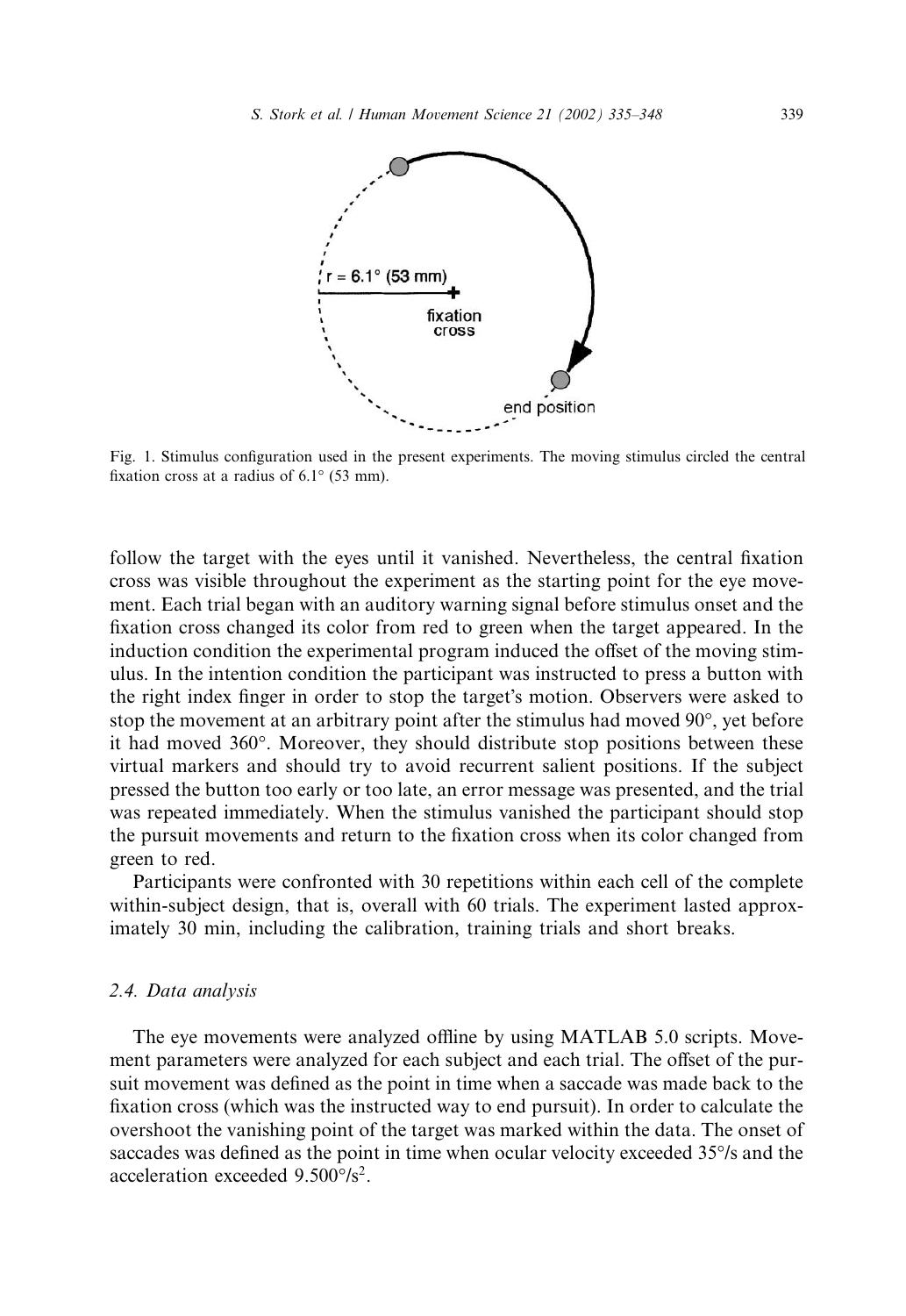Fig. 1. Stimulus configuration used in the present experiments. The moving stimulus circled the central fixation cross at a radius of 6.1° (53 mm).

follow the target with the eyes until it vanished. Nevertheless, the central fixation cross was visible throughout the experiment as the starting point for the eye movement. Each trial began with an auditory warning signal before stimulus onset and the fixation cross changed its color from red to green when the target appeared. In the induction condition the experimental program induced the offset of the moving stimulus. In the intention condition the participant was instructed to press a button with the right index finger in order to stop the target's motion. Observers were asked to stop the movement at an arbitrary point after the stimulus had moved 90°, yet before it had moved 360°. Moreover, they should distribute stop positions between these virtual markers and should try to avoid recurrent salient positions. If the subject pressed the button too early or too late, an error message was presented, and the trial was repeated immediately. When the stimulus vanished the participant should stop the pursuit movements and return to the fixation cross when its color changed from green to red.

Participants were confronted with 30 repetitions within each cell of the complete within-subject design, that is, overall with 60 trials. The experiment lasted approximately 30 min, including the calibration, training trials and short breaks.

### 2.4. Data analysis

The eye movements were analyzed offline by using MATLAB 5.0 scripts. Movement parameters were analyzed for each subject and each trial. The offset of the pursuit movement was defined as the point in time when a saccade was made back to the fixation cross (which was the instructed way to end pursuit). In order to calculate the overshoot the vanishing point of the target was marked within the data. The onset of saccades was defined as the point in time when ocular velocity exceeded 35°/s and the acceleration exceeded $9.500°/s^2$.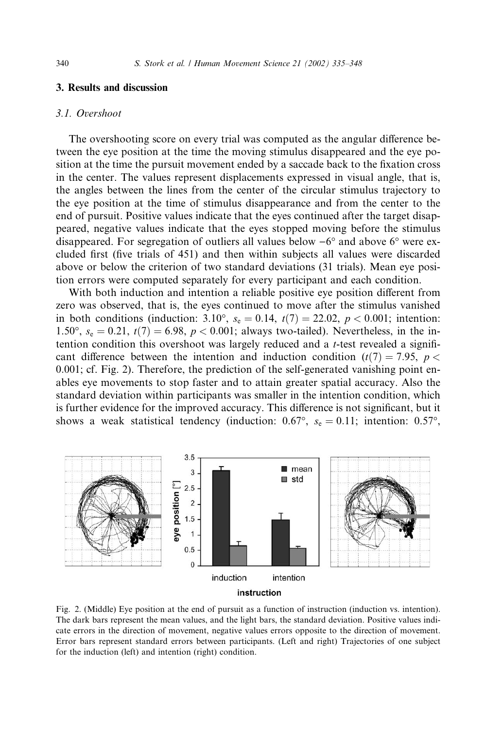## 3. Results and discussion

### 3.1. Overshoot

The overshooting score on every trial was computed as the angular difference between the eye position at the time the moving stimulus disappeared and the eye position at the time the pursuit movement ended by a saccade back to the fixation cross in the center. The values represent displacements expressed in visual angle, that is, the angles between the lines from the center of the circular stimulus trajectory to the eye position at the time of stimulus disappearance and from the center to the end of pursuit. Positive values indicate that the eyes continued after the target disappeared, negative values indicate that the eyes stopped moving before the stimulus disappeared. For segregation of outliers all values below $-6°$ and above $6°$ were excluded first (five trials of 451) and then within subjects all values were discarded above or below the criterion of two standard deviations (31 trials). Mean eye position errors were computed separately for every participant and each condition.

With both induction and intention a reliable positive eye position different from zero was observed, that is, the eyes continued to move after the stimulus vanished in both conditions (induction: $3.10°$, $s_e = 0.14$, $t(7) = 22.02$, $p < 0.001$; intention: $1.50°$, $s_e = 0.21$, $t(7) = 6.98$, $p < 0.001$; always two-tailed). Nevertheless, in the intention condition this overshoot was largely reduced and a $t$-test revealed a significant difference between the intention and induction condition ($t(7) = 7.95$, $p < 0.001$; cf. Fig. 2). Therefore, the prediction of the self-generated vanishing point enables eye movements to stop faster and to attain greater spatial accuracy. Also the standard deviation within participants was smaller in the intention condition, which is further evidence for the improved accuracy. This difference is not significant, but it shows a weak statistical tendency (induction: $0.67°$, $s_e = 0.11$; intention: $0.57°$,

Fig. 2. (Middle) Eye position at the end of pursuit as a function of instruction (induction vs. intention). The dark bars represent the mean values, and the light bars, the standard deviation. Positive values indicate errors in the direction of movement, negative values errors opposite to the direction of movement. Error bars represent standard errors between participants. (Left and right) Trajectories of one subject for the induction (left) and intention (right) condition.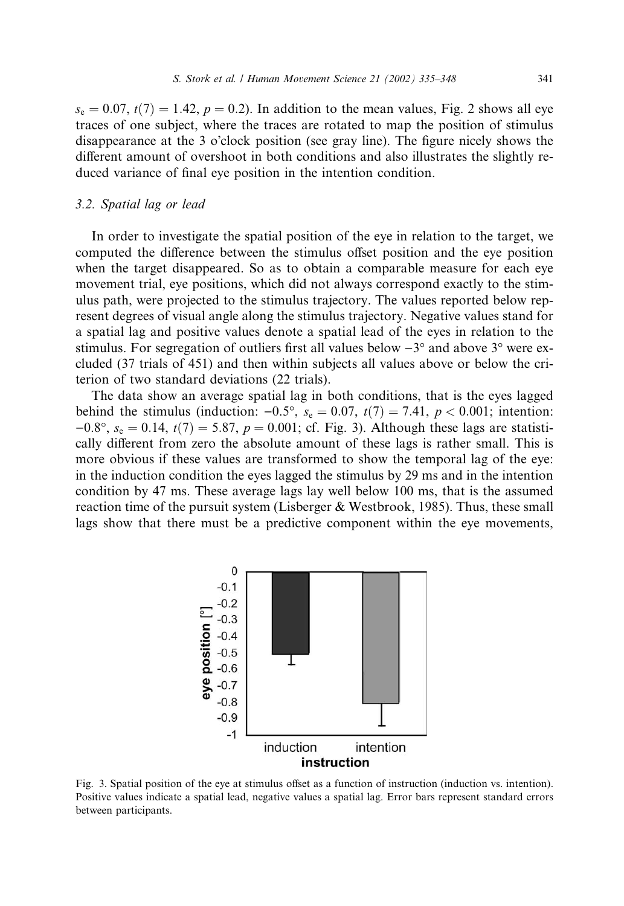$s_e = 0.07$, $t(7) = 1.42$, $p = 0.2$). In addition to the mean values, Fig. 2 shows all eye traces of one subject, where the traces are rotated to map the position of stimulus disappearance at the 3 o'clock position (see gray line). The figure nicely shows the different amount of overshoot in both conditions and also illustrates the slightly reduced variance of final eye position in the intention condition.

### 3.2. Spatial lag or lead

In order to investigate the spatial position of the eye in relation to the target, we computed the difference between the stimulus offset position and the eye position when the target disappeared. So as to obtain a comparable measure for each eye movement trial, eye positions, which did not always correspond exactly to the stimulus path, were projected to the stimulus trajectory. The values reported below represent degrees of visual angle along the stimulus trajectory. Negative values stand for a spatial lag and positive values denote a spatial lead of the eyes in relation to the stimulus. For segregation of outliers first all values below $-3°$ and above $3°$ were excluded (37 trials of 451) and then within subjects all values above or below the criterion of two standard deviations (22 trials).

The data show an average spatial lag in both conditions, that is the eyes lagged behind the stimulus (induction: $-0.5°$, $s_e = 0.07$, $t(7) = 7.41$, $p < 0.001$; intention: $-0.8°$, $s_e = 0.14$, $t(7) = 5.87$, $p = 0.001$; cf. Fig. 3). Although these lags are statistically different from zero the absolute amount of these lags is rather small. This is more obvious if these values are transformed to show the temporal lag of the eye: in the induction condition the eyes lagged the stimulus by 29 ms and in the intention condition by 47 ms. These average lags lay well below 100 ms, that is the assumed reaction time of the pursuit system (Lisberger & Westbrook, 1985). Thus, these small lags show that there must be a predictive component within the eye movements,

Fig. 3. Spatial position of the eye at stimulus offset as a function of instruction (induction vs. intention). Positive values indicate a spatial lead, negative values a spatial lag. Error bars represent standard errors between participants.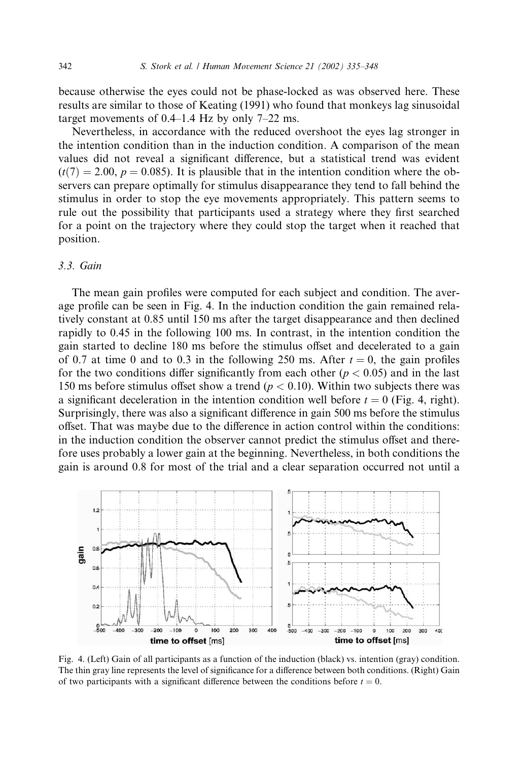because otherwise the eyes could not be phase-locked as was observed here. These results are similar to those of Keating (1991) who found that monkeys lag sinusoidal target movements of 0.4–1.4 Hz by only 7–22 ms.

Nevertheless, in accordance with the reduced overshoot the eyes lag stronger in the intention condition than in the induction condition. A comparison of the mean values did not reveal a significant difference, but a statistical trend was evident ($t(7) = 2.00$, $p = 0.085$). It is plausible that in the intention condition where the observers can prepare optimally for stimulus disappearance they tend to fall behind the stimulus in order to stop the eye movements appropriately. This pattern seems to rule out the possibility that participants used a strategy where they first searched for a point on the trajectory where they could stop the target when it reached that position.

### 3.3. Gain

The mean gain profiles were computed for each subject and condition. The average profile can be seen in Fig. 4. In the induction condition the gain remained relatively constant at 0.85 until 150 ms after the target disappearance and then declined rapidly to 0.45 in the following 100 ms. In contrast, in the intention condition the gain started to decline 180 ms before the stimulus offset and decelerated to a gain of 0.7 at time 0 and to 0.3 in the following 250 ms. After $t = 0$, the gain profiles for the two conditions differ significantly from each other ($p < 0.05$) and in the last 150 ms before stimulus offset show a trend ($p < 0.10$). Within two subjects there was a significant deceleration in the intention condition well before $t = 0$ (Fig. 4, right). Surprisingly, there was also a significant difference in gain 500 ms before the stimulus offset. That was maybe due to the difference in action control within the conditions: in the induction condition the observer cannot predict the stimulus offset and therefore uses probably a lower gain at the beginning. Nevertheless, in both conditions the gain is around 0.8 for most of the trial and a clear separation occurred not until a

Fig. 4. (Left) Gain of all participants as a function of the induction (black) vs. intention (gray) condition. The thin gray line represents the level of significance for a difference between both conditions. (Right) Gain of two participants with a significant difference between the conditions before $t = 0$.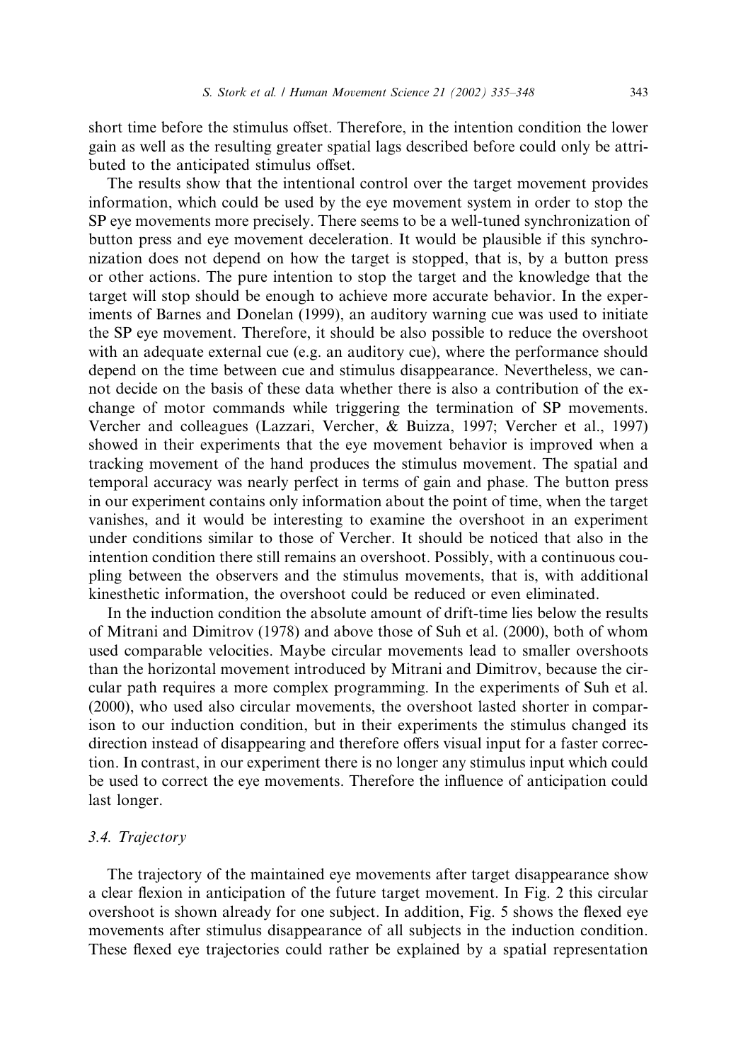short time before the stimulus offset. Therefore, in the intention condition the lower gain as well as the resulting greater spatial lags described before could only be attributed to the anticipated stimulus offset.

The results show that the intentional control over the target movement provides information, which could be used by the eye movement system in order to stop the SP eye movements more precisely. There seems to be a well-tuned synchronization of button press and eye movement deceleration. It would be plausible if this synchronization does not depend on how the target is stopped, that is, by a button press or other actions. The pure intention to stop the target and the knowledge that the target will stop should be enough to achieve more accurate behavior. In the experiments of Barnes and Donelan (1999), an auditory warning cue was used to initiate the SP eye movement. Therefore, it should be also possible to reduce the overshoot with an adequate external cue (e.g. an auditory cue), where the performance should depend on the time between cue and stimulus disappearance. Nevertheless, we cannot decide on the basis of these data whether there is also a contribution of the exchange of motor commands while triggering the termination of SP movements. Vercher and colleagues (Lazzari, Vercher, & Buizza, 1997; Vercher et al., 1997) showed in their experiments that the eye movement behavior is improved when a tracking movement of the hand produces the stimulus movement. The spatial and temporal accuracy was nearly perfect in terms of gain and phase. The button press in our experiment contains only information about the point of time, when the target vanishes, and it would be interesting to examine the overshoot in an experiment under conditions similar to those of Vercher. It should be noticed that also in the intention condition there still remains an overshoot. Possibly, with a continuous coupling between the observers and the stimulus movements, that is, with additional kinesthetic information, the overshoot could be reduced or even eliminated.

In the induction condition the absolute amount of drift-time lies below the results of Mitrani and Dimitrov (1978) and above those of Suh et al. (2000), both of whom used comparable velocities. Maybe circular movements lead to smaller overshoots than the horizontal movement introduced by Mitrani and Dimitrov, because the circular path requires a more complex programming. In the experiments of Suh et al. (2000), who used also circular movements, the overshoot lasted shorter in comparison to our induction condition, but in their experiments the stimulus changed its direction instead of disappearing and therefore offers visual input for a faster correction. In contrast, in our experiment there is no longer any stimulus input which could be used to correct the eye movements. Therefore the influence of anticipation could last longer.

### 3.4. Trajectory

The trajectory of the maintained eye movements after target disappearance show a clear flexion in anticipation of the future target movement. In Fig. 2 this circular overshoot is shown already for one subject. In addition, Fig. 5 shows the flexed eye movements after stimulus disappearance of all subjects in the induction condition. These flexed eye trajectories could rather be explained by a spatial representation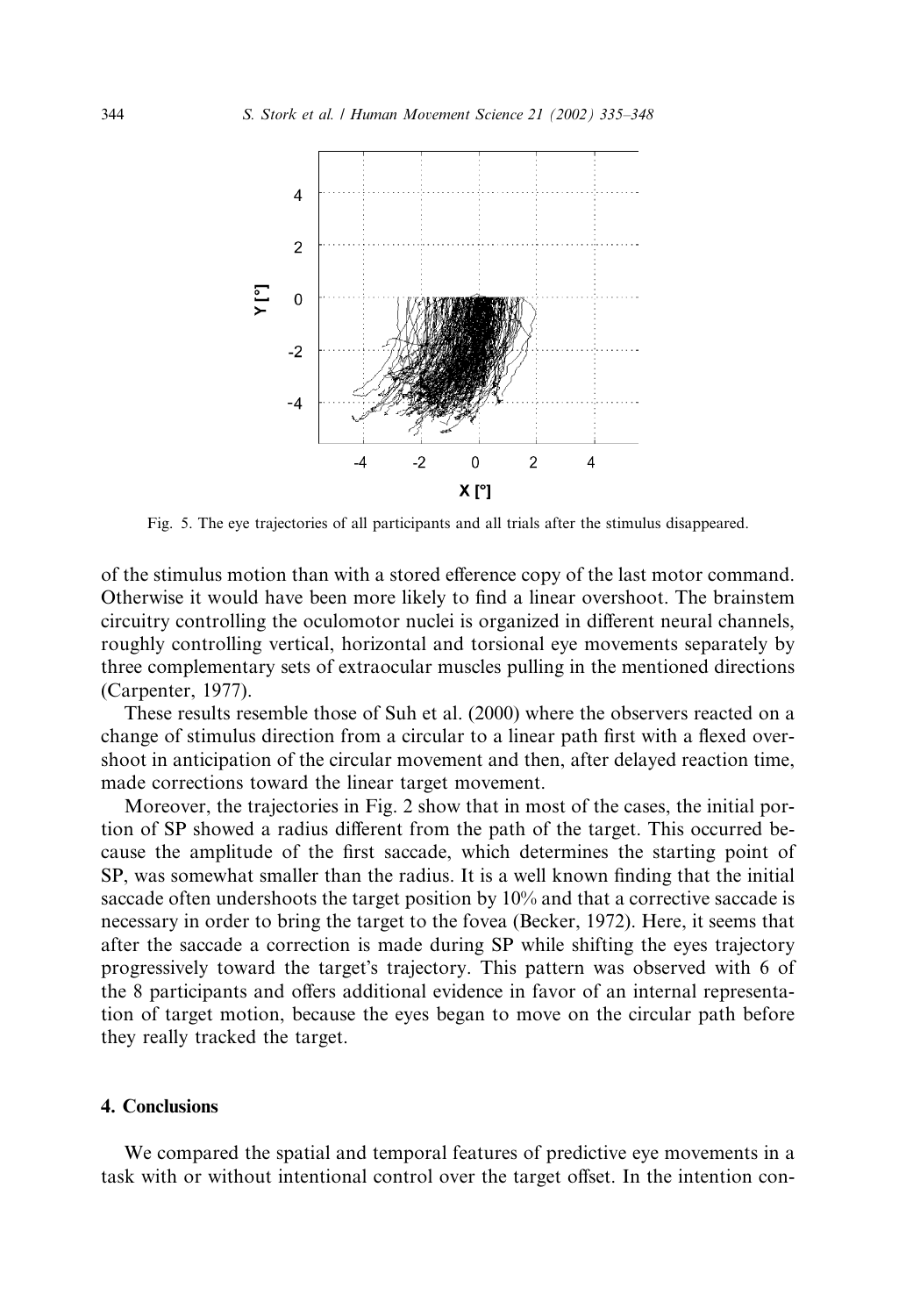Fig. 5. The eye trajectories of all participants and all trials after the stimulus disappeared.

of the stimulus motion than with a stored efference copy of the last motor command. Otherwise it would have been more likely to find a linear overshoot. The brainstem circuitry controlling the oculomotor nuclei is organized in different neural channels, roughly controlling vertical, horizontal and torsional eye movements separately by three complementary sets of extraocular muscles pulling in the mentioned directions (Carpenter, 1977).

These results resemble those of Suh et al. (2000) where the observers reacted on a change of stimulus direction from a circular to a linear path first with a flexed overshoot in anticipation of the circular movement and then, after delayed reaction time, made corrections toward the linear target movement.

Moreover, the trajectories in Fig. 2 show that in most of the cases, the initial portion of SP showed a radius different from the path of the target. This occurred because the amplitude of the first saccade, which determines the starting point of SP, was somewhat smaller than the radius. It is a well known finding that the initial saccade often undershoots the target position by 10% and that a corrective saccade is necessary in order to bring the target to the fovea (Becker, 1972). Here, it seems that after the saccade a correction is made during SP while shifting the eyes trajectory progressively toward the target's trajectory. This pattern was observed with 6 of the 8 participants and offers additional evidence in favor of an internal representation of target motion, because the eyes began to move on the circular path before they really tracked the target.

## 4. Conclusions

We compared the spatial and temporal features of predictive eye movements in a task with or without intentional control over the target offset. In the intention con-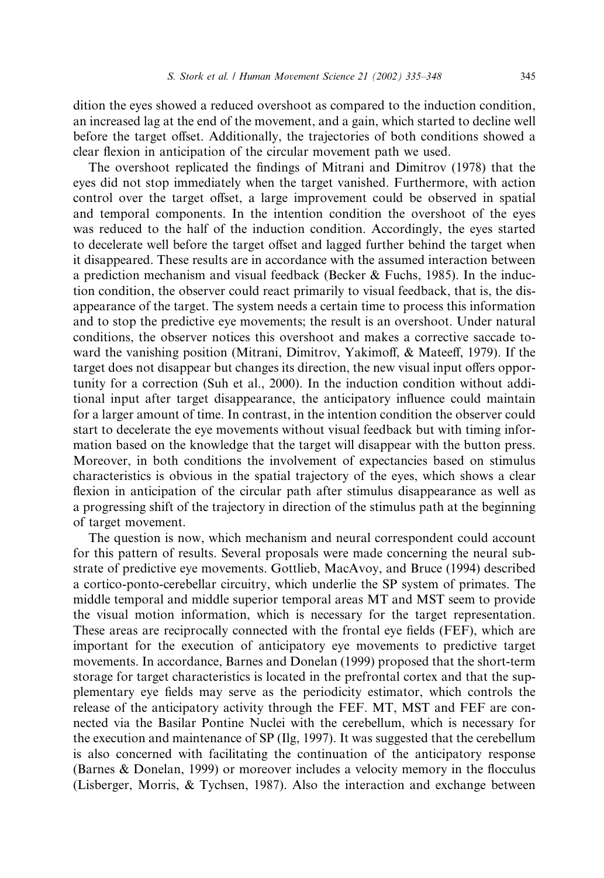dition the eyes showed a reduced overshoot as compared to the induction condition, an increased lag at the end of the movement, and a gain, which started to decline well before the target offset. Additionally, the trajectories of both conditions showed a clear flexion in anticipation of the circular movement path we used.

The overshoot replicated the findings of Mitrani and Dimitrov (1978) that the eyes did not stop immediately when the target vanished. Furthermore, with action control over the target offset, a large improvement could be observed in spatial and temporal components. In the intention condition the overshoot of the eyes was reduced to the half of the induction condition. Accordingly, the eyes started to decelerate well before the target offset and lagged further behind the target when it disappeared. These results are in accordance with the assumed interaction between a prediction mechanism and visual feedback (Becker & Fuchs, 1985). In the induction condition, the observer could react primarily to visual feedback, that is, the disappearance of the target. The system needs a certain time to process this information and to stop the predictive eye movements; the result is an overshoot. Under natural conditions, the observer notices this overshoot and makes a corrective saccade toward the vanishing position (Mitrani, Dimitrov, Yakimoff, & Mateeff, 1979). If the target does not disappear but changes its direction, the new visual input offers opportunity for a correction (Suh et al., 2000). In the induction condition without additional input after target disappearance, the anticipatory influence could maintain for a larger amount of time. In contrast, in the intention condition the observer could start to decelerate the eye movements without visual feedback but with timing information based on the knowledge that the target will disappear with the button press. Moreover, in both conditions the involvement of expectancies based on stimulus characteristics is obvious in the spatial trajectory of the eyes, which shows a clear flexion in anticipation of the circular path after stimulus disappearance as well as a progressing shift of the trajectory in direction of the stimulus path at the beginning of target movement.

The question is now, which mechanism and neural correspondent could account for this pattern of results. Several proposals were made concerning the neural substrate of predictive eye movements. Gottlieb, MacAvoy, and Bruce (1994) described a cortico-ponto-cerebellar circuitry, which underlie the SP system of primates. The middle temporal and middle superior temporal areas MT and MST seem to provide the visual motion information, which is necessary for the target representation. These areas are reciprocally connected with the frontal eye fields (FEF), which are important for the execution of anticipatory eye movements to predictive target movements. In accordance, Barnes and Donelan (1999) proposed that the short-term storage for target characteristics is located in the prefrontal cortex and that the supplementary eye fields may serve as the periodicity estimator, which controls the release of the anticipatory activity through the FEF. MT, MST and FEF are connected via the Basilar Pontine Nuclei with the cerebellum, which is necessary for the execution and maintenance of SP (Ilg, 1997). It was suggested that the cerebellum is also concerned with facilitating the continuation of the anticipatory response (Barnes & Donelan, 1999) or moreover includes a velocity memory in the flocculus (Lisberger, Morris, & Tychsen, 1987). Also the interaction and exchange between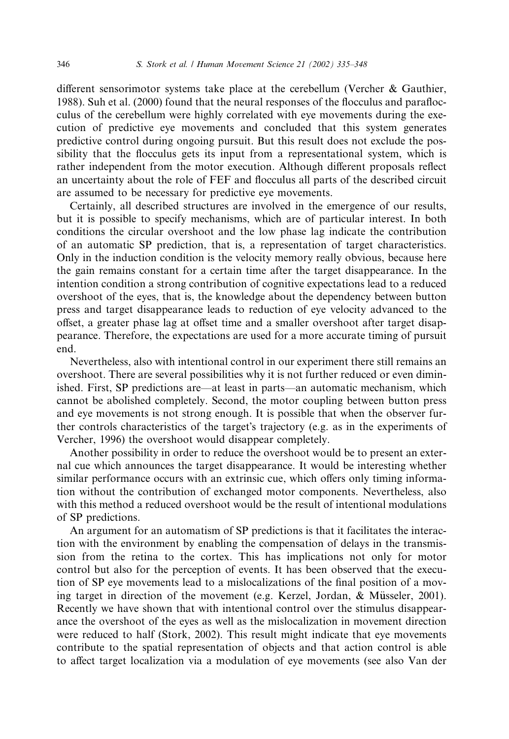different sensorimotor systems take place at the cerebellum (Vercher & Gauthier, 1988). Suh et al. (2000) found that the neural responses of the flocculus and paraflocculus of the cerebellum were highly correlated with eye movements during the execution of predictive eye movements and concluded that this system generates predictive control during ongoing pursuit. But this result does not exclude the possibility that the flocculus gets its input from a representational system, which is rather independent from the motor execution. Although different proposals reflect an uncertainty about the role of FEF and flocculus all parts of the described circuit are assumed to be necessary for predictive eye movements.

Certainly, all described structures are involved in the emergence of our results, but it is possible to specify mechanisms, which are of particular interest. In both conditions the circular overshoot and the low phase lag indicate the contribution of an automatic SP prediction, that is, a representation of target characteristics. Only in the induction condition is the velocity memory really obvious, because here the gain remains constant for a certain time after the target disappearance. In the intention condition a strong contribution of cognitive expectations lead to a reduced overshoot of the eyes, that is, the knowledge about the dependency between button press and target disappearance leads to reduction of eye velocity advanced to the offset, a greater phase lag at offset time and a smaller overshoot after target disappearance. Therefore, the expectations are used for a more accurate timing of pursuit end.

Nevertheless, also with intentional control in our experiment there still remains an overshoot. There are several possibilities why it is not further reduced or even diminished. First, SP predictions are—at least in parts—an automatic mechanism, which cannot be abolished completely. Second, the motor coupling between button press and eye movements is not strong enough. It is possible that when the observer further controls characteristics of the target's trajectory (e.g. as in the experiments of Vercher, 1996) the overshoot would disappear completely.

Another possibility in order to reduce the overshoot would be to present an external cue which announces the target disappearance. It would be interesting whether similar performance occurs with an extrinsic cue, which offers only timing information without the contribution of exchanged motor components. Nevertheless, also with this method a reduced overshoot would be the result of intentional modulations of SP predictions.

An argument for an automatism of SP predictions is that it facilitates the interaction with the environment by enabling the compensation of delays in the transmission from the retina to the cortex. This has implications not only for motor control but also for the perception of events. It has been observed that the execution of SP eye movements lead to a mislocalizations of the final position of a moving target in direction of the movement (e.g. Kerzel, Jordan, & Müsseler, 2001). Recently we have shown that with intentional control over the stimulus disappearance the overshoot of the eyes as well as the mislocalization in movement direction were reduced to half (Stork, 2002). This result might indicate that eye movements contribute to the spatial representation of objects and that action control is able to affect target localization via a modulation of eye movements (see also Van der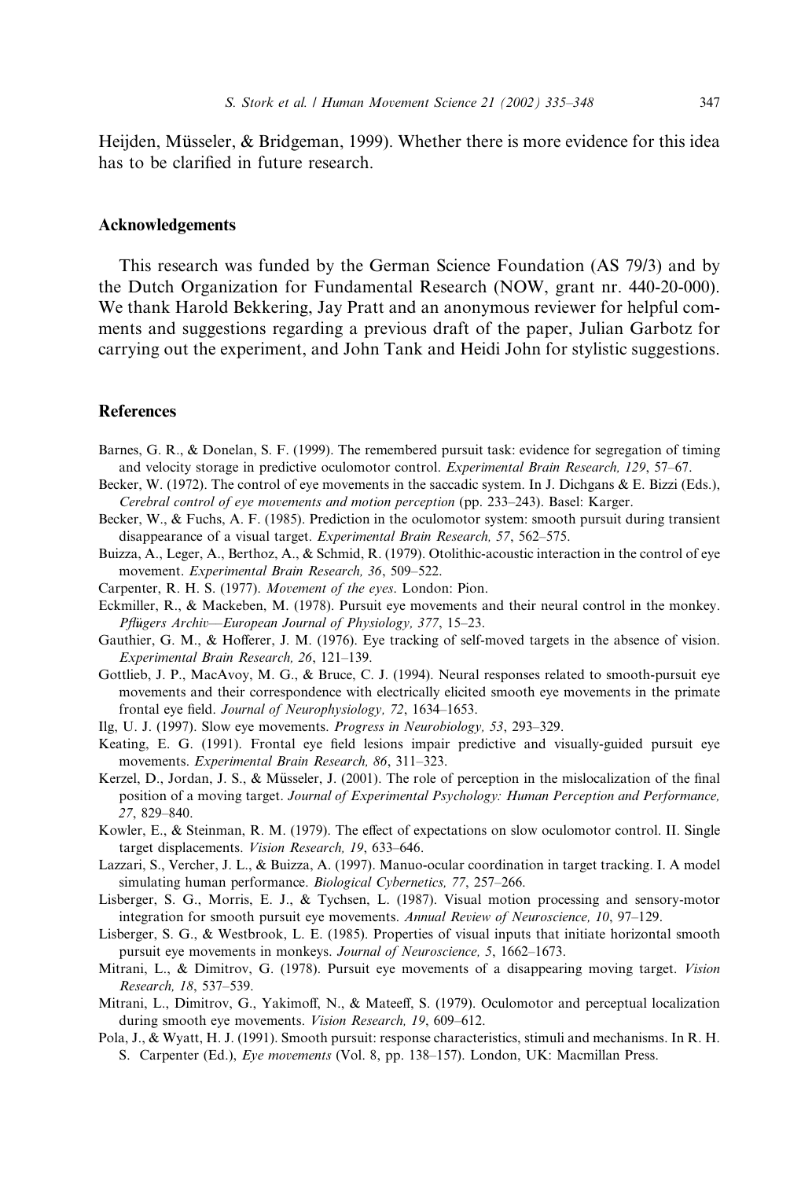Heijden, Müsseler, & Bridgeman, 1999). Whether there is more evidence for this idea has to be clarified in future research.

## Acknowledgements

This research was funded by the German Science Foundation (AS 79/3) and by the Dutch Organization for Fundamental Research (NOW, grant nr. 440-20-000). We thank Harold Bekkering, Jay Pratt and an anonymous reviewer for helpful comments and suggestions regarding a previous draft of the paper, Julian Garbotz for carrying out the experiment, and John Tank and Heidi John for stylistic suggestions.

## References

Barnes, G. R., & Donelan, S. F. (1999). The remembered pursuit task: evidence for segregation of timing and velocity storage in predictive oculomotor control. *Experimental Brain Research, 129*, 57–67.

Becker, W. (1972). The control of eye movements in the saccadic system. In J. Dichgans & E. Bizzi (Eds.), *Cerebral control of eye movements and motion perception* (pp. 233–243). Basel: Karger.

Becker, W., & Fuchs, A. F. (1985). Prediction in the oculomotor system: smooth pursuit during transient disappearance of a visual target. *Experimental Brain Research, 57*, 562–575.

Buizza, A., Leger, A., Berthoz, A., & Schmid, R. (1979). Otolithic-acoustic interaction in the control of eye movement. *Experimental Brain Research, 36*, 509–522.

Carpenter, R. H. S. (1977). *Movement of the eyes*. London: Pion.

Eckmiller, R., & Mackeben, M. (1978). Pursuit eye movements and their neural control in the monkey. *Pflügers Archiv—European Journal of Physiology, 377*, 15–23.

Gauthier, G. M., & Hofferer, J. M. (1976). Eye tracking of self-moved targets in the absence of vision. *Experimental Brain Research, 26*, 121–139.

Gottlieb, J. P., MacAvoy, M. G., & Bruce, C. J. (1994). Neural responses related to smooth-pursuit eye movements and their correspondence with electrically elicited smooth eye movements in the primate frontal eye field. *Journal of Neurophysiology, 72*, 1634–1653.

Ilg, U. J. (1997). Slow eye movements. *Progress in Neurobiology, 53*, 293–329.

Keating, E. G. (1991). Frontal eye field lesions impair predictive and visually-guided pursuit eye movements. *Experimental Brain Research, 86*, 311–323.

Kerzel, D., Jordan, J. S., & Müsseler, J. (2001). The role of perception in the mislocalization of the final position of a moving target. *Journal of Experimental Psychology: Human Perception and Performance, 27*, 829–840.

Kowler, E., & Steinman, R. M. (1979). The effect of expectations on slow oculomotor control. II. Single target displacements. *Vision Research, 19*, 633–646.

Lazzari, S., Vercher, J. L., & Buizza, A. (1997). Manuo-ocular coordination in target tracking. I. A model simulating human performance. *Biological Cybernetics, 77*, 257–266.

Lisberger, S. G., Morris, E. J., & Tychsen, L. (1987). Visual motion processing and sensory-motor integration for smooth pursuit eye movements. *Annual Review of Neuroscience, 10*, 97–129.

Lisberger, S. G., & Westbrook, L. E. (1985). Properties of visual inputs that initiate horizontal smooth pursuit eye movements in monkeys. *Journal of Neuroscience, 5*, 1662–1673.

Mitrani, L., & Dimitrov, G. (1978). Pursuit eye movements of a disappearing moving target. *Vision Research, 18*, 537–539.

Mitrani, L., Dimitrov, G., Yakimoff, N., & Mateeff, S. (1979). Oculomotor and perceptual localization during smooth eye movements. *Vision Research, 19*, 609–612.

Pola, J., & Wyatt, H. J. (1991). Smooth pursuit: response characteristics, stimuli and mechanisms. In R. H. S. Carpenter (Ed.), *Eye movements* (Vol. 8, pp. 138–157). London, UK: Macmillan Press.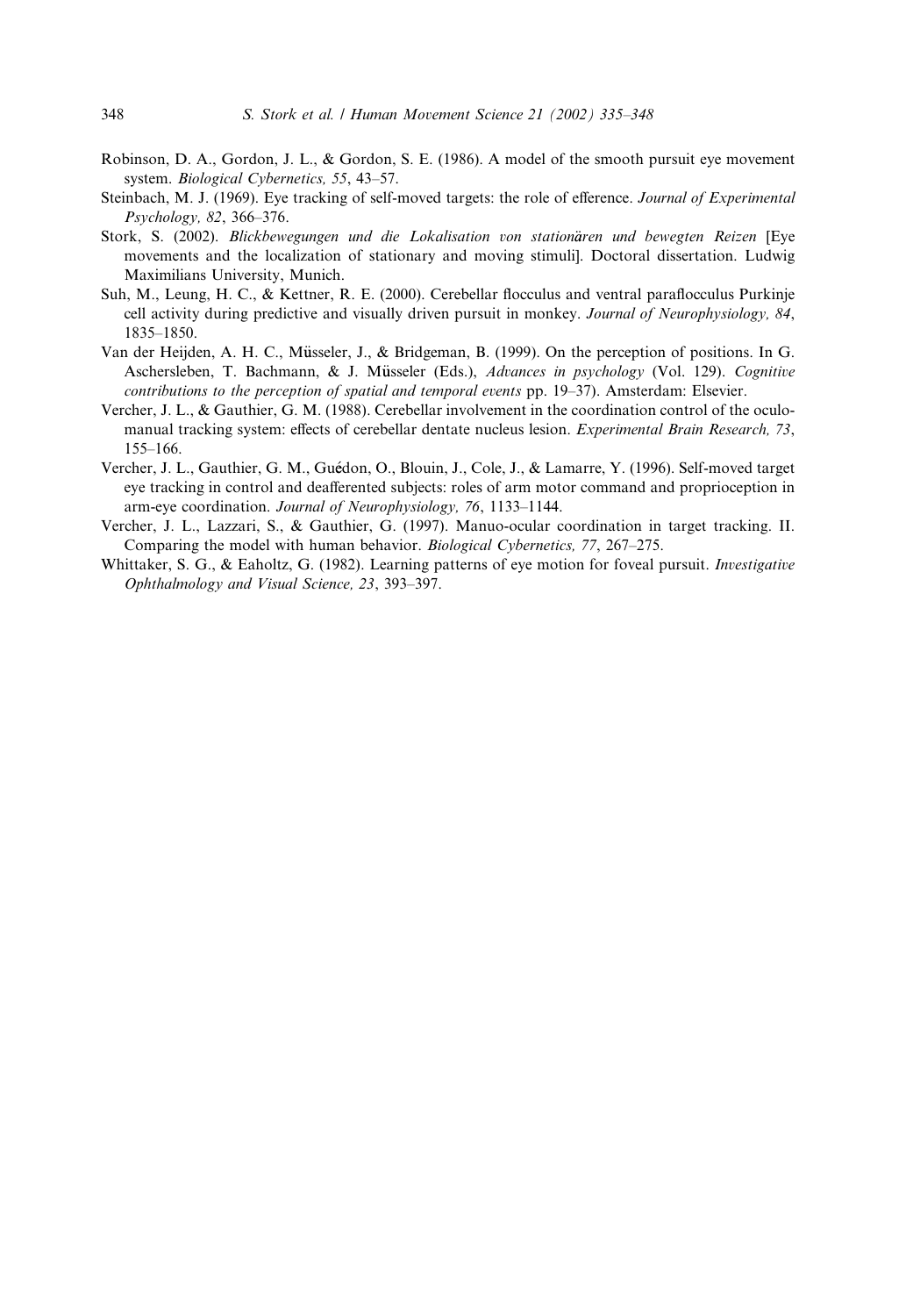Robinson, D. A., Gordon, J. L., & Gordon, S. E. (1986). A model of the smooth pursuit eye movement system. *Biological Cybernetics, 55*, 43–57.

Steinbach, M. J. (1969). Eye tracking of self-moved targets: the role of efference. *Journal of Experimental Psychology, 82*, 366–376.

Stork, S. (2002). *Blickbewegungen und die Lokalisation von stationären und bewegten Reizen* [Eye movements and the localization of stationary and moving stimuli]. Doctoral dissertation. Ludwig Maximilians University, Munich.

Suh, M., Leung, H. C., & Kettner, R. E. (2000). Cerebellar flocculus and ventral paraflocculus Purkinje cell activity during predictive and visually driven pursuit in monkey. *Journal of Neurophysiology, 84*, 1835–1850.

Van der Heijden, A. H. C., Müsseler, J., & Bridgeman, B. (1999). On the perception of positions. In G. Aschersleben, T. Bachmann, & J. Müsseler (Eds.), *Advances in psychology* (Vol. 129). *Cognitive contributions to the perception of spatial and temporal events* pp. 19–37). Amsterdam: Elsevier.

Vercher, J. L., & Gauthier, G. M. (1988). Cerebellar involvement in the coordination control of the oculo-manual tracking system: effects of cerebellar dentate nucleus lesion. *Experimental Brain Research, 73*, 155–166.

Vercher, J. L., Gauthier, G. M., Guédon, O., Blouin, J., Cole, J., & Lamarre, Y. (1996). Self-moved target eye tracking in control and deafferented subjects: roles of arm motor command and proprioception in arm-eye coordination. *Journal of Neurophysiology, 76*, 1133–1144.

Vercher, J. L., Lazzari, S., & Gauthier, G. (1997). Manuo-ocular coordination in target tracking. II. Comparing the model with human behavior. *Biological Cybernetics, 77*, 267–275.

Whittaker, S. G., & Eaholtz, G. (1982). Learning patterns of eye motion for foveal pursuit. *Investigative Ophthalmology and Visual Science, 23*, 393–397.